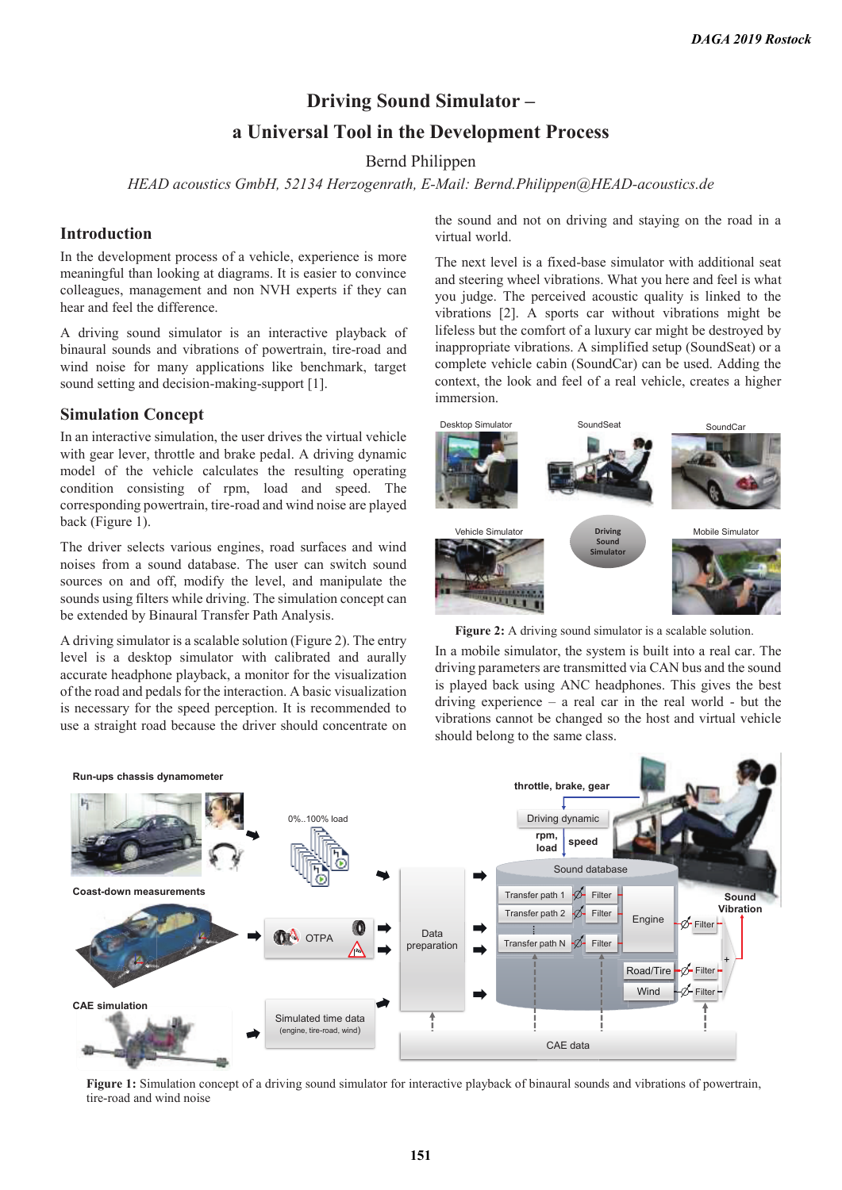# Driving Sound Simulator – a Universal Tool in the Development Process

Bernd Philippen

*HEAD acoustics GmbH, 52134 Herzogenrath, E-Mail: Bernd.Philippen@HEAD-acoustics.de*

## Introduction

In the development process of a vehicle, experience is more meaningful than looking at diagrams. It is easier to convince colleagues, management and non NVH experts if they can hear and feel the difference.

A driving sound simulator is an interactive playback of binaural sounds and vibrations of powertrain, tire-road and wind noise for many applications like benchmark, target sound setting and decision-making-support [1].

## Simulation Concept

In an interactive simulation, the user drives the virtual vehicle with gear lever, throttle and brake pedal. A driving dynamic model of the vehicle calculates the resulting operating condition consisting of rpm, load and speed. The corresponding powertrain, tire-road and wind noise are played back (Figure 1).

The driver selects various engines, road surfaces and wind noises from a sound database. The user can switch sound sources on and off, modify the level, and manipulate the sounds using filters while driving. The simulation concept can be extended by Binaural Transfer Path Analysis.

A driving simulator is a scalable solution (Figure 2). The entry level is a desktop simulator with calibrated and aurally accurate headphone playback, a monitor for the visualization of the road and pedals for the interaction. A basic visualization is necessary for the speed perception. It is recommended to use a straight road because the driver should concentrate on the sound and not on driving and staying on the road in a virtual world.

The next level is a fixed-base simulator with additional seat and steering wheel vibrations. What you here and feel is what you judge. The perceived acoustic quality is linked to the vibrations [2]. A sports car without vibrations might be lifeless but the comfort of a luxury car might be destroyed by inappropriate vibrations. A simplified setup (SoundSeat) or a complete vehicle cabin (SoundCar) can be used. Adding the context, the look and feel of a real vehicle, creates a higher immersion.

**Figure 2:** A driving sound simulator is a scalable solution.

In a mobile simulator, the system is built into a real car. The driving parameters are transmitted via CAN bus and the sound is played back using ANC headphones. This gives the best driving experience – a real car in the real world - but the vibrations cannot be changed so the host and virtual vehicle should belong to the same class.

**Figure 1:** Simulation concept of a driving sound simulator for interactive playback of binaural sounds and vibrations of powertrain, tire-road and wind noise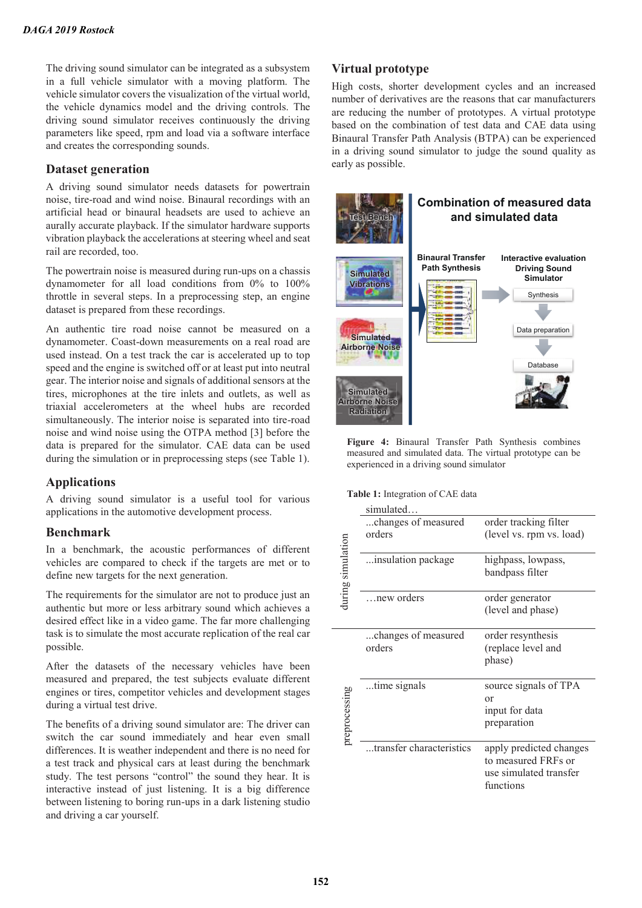The driving sound simulator can be integrated as a subsystem in a full vehicle simulator with a moving platform. The vehicle simulator covers the visualization of the virtual world, the vehicle dynamics model and the driving controls. The driving sound simulator receives continuously the driving parameters like speed, rpm and load via a software interface and creates the corresponding sounds.

## Dataset generation

A driving sound simulator needs datasets for powertrain noise, tire-road and wind noise. Binaural recordings with an artificial head or binaural headsets are used to achieve an aurally accurate playback. If the simulator hardware supports vibration playback the accelerations at steering wheel and seat rail are recorded, too.

The powertrain noise is measured during run-ups on a chassis dynamometer for all load conditions from 0% to 100% throttle in several steps. In a preprocessing step, an engine dataset is prepared from these recordings.

An authentic tire road noise cannot be measured on a dynamometer. Coast-down measurements on a real road are used instead. On a test track the car is accelerated up to top speed and the engine is switched off or at least put into neutral gear. The interior noise and signals of additional sensors at the tires, microphones at the tire inlets and outlets, as well as triaxial accelerometers at the wheel hubs are recorded simultaneously. The interior noise is separated into tire-road noise and wind noise using the OTPA method [3] before the data is prepared for the simulator. CAE data can be used during the simulation or in preprocessing steps (see Table 1).

## Applications

A driving sound simulator is a useful tool for various applications in the automotive development process.

## Benchmark

In a benchmark, the acoustic performances of different vehicles are compared to check if the targets are met or to define new targets for the next generation.

The requirements for the simulator are not to produce just an authentic but more or less arbitrary sound which achieves a desired effect like in a video game. The far more challenging task is to simulate the most accurate replication of the real car possible.

After the datasets of the necessary vehicles have been measured and prepared, the test subjects evaluate different engines or tires, competitor vehicles and development stages during a virtual test drive.

The benefits of a driving sound simulator are: The driver can switch the car sound immediately and hear even small differences. It is weather independent and there is no need for a test track and physical cars at least during the benchmark study. The test persons "control" the sound they hear. It is interactive instead of just listening. It is a big difference between listening to boring run-ups in a dark listening studio and driving a car yourself.

## Virtual prototype

High costs, shorter development cycles and an increased number of derivatives are the reasons that car manufacturers are reducing the number of prototypes. A virtual prototype based on the combination of test data and CAE data using Binaural Transfer Path Analysis (BTPA) can be experienced in a driving sound simulator to judge the sound quality as early as possible.

**Figure 4:** Binaural Transfer Path Synthesis combines measured and simulated data. The virtual prototype can be experienced in a driving sound simulator

**Table 1:** Integration of CAE data

| | simulated… | |
|---|---|---|
| during simulation | ...changes of measured orders | order tracking filter (level vs. rpm vs. load) |
| | ...insulation package | highpass, lowpass, bandpass filter |
| | …new orders | order generator (level and phase) |
| preprocessing | ...changes of measured orders | order resynthesis (replace level and phase) |
| | ...time signals | source signals of TPA or input for data preparation |
| | ...transfer characteristics | apply predicted changes to measured FRFs or use simulated transfer functions |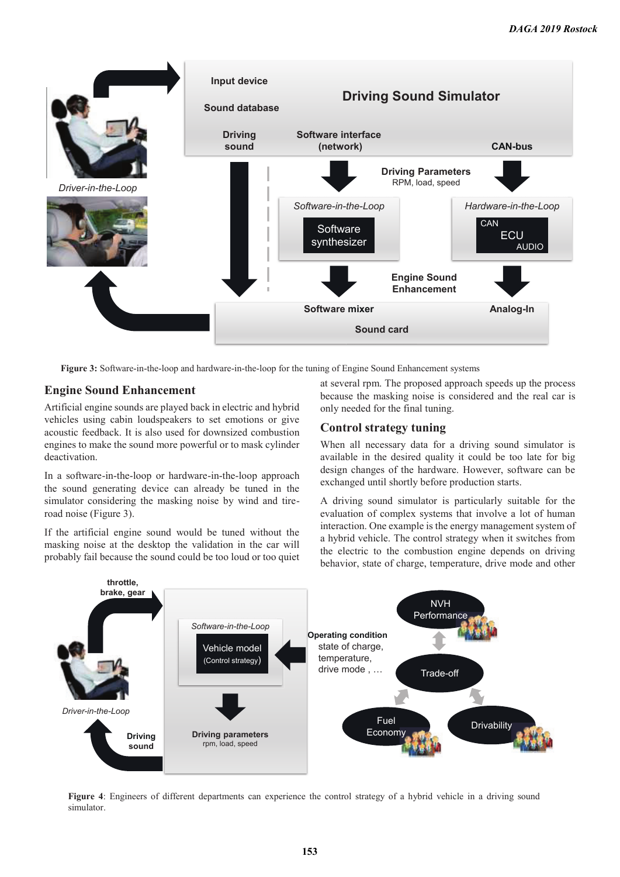**Figure 3:** Software-in-the-loop and hardware-in-the-loop for the tuning of Engine Sound Enhancement systems

## Engine Sound Enhancement

Artificial engine sounds are played back in electric and hybrid vehicles using cabin loudspeakers to set emotions or give acoustic feedback. It is also used for downsized combustion engines to make the sound more powerful or to mask cylinder deactivation.

In a software-in-the-loop or hardware-in-the-loop approach the sound generating device can already be tuned in the simulator considering the masking noise by wind and tire-road noise (Figure 3).

If the artificial engine sound would be tuned without the masking noise at the desktop the validation in the car will probably fail because the sound could be too loud or too quiet at several rpm. The proposed approach speeds up the process because the masking noise is considered and the real car is only needed for the final tuning.

## Control strategy tuning

When all necessary data for a driving sound simulator is available in the desired quality it could be too late for big design changes of the hardware. However, software can be exchanged until shortly before production starts.

A driving sound simulator is particularly suitable for the evaluation of complex systems that involve a lot of human interaction. One example is the energy management system of a hybrid vehicle. The control strategy when it switches from the electric to the combustion engine depends on driving behavior, state of charge, temperature, drive mode and other

**Figure 4**: Engineers of different departments can experience the control strategy of a hybrid vehicle in a driving sound simulator.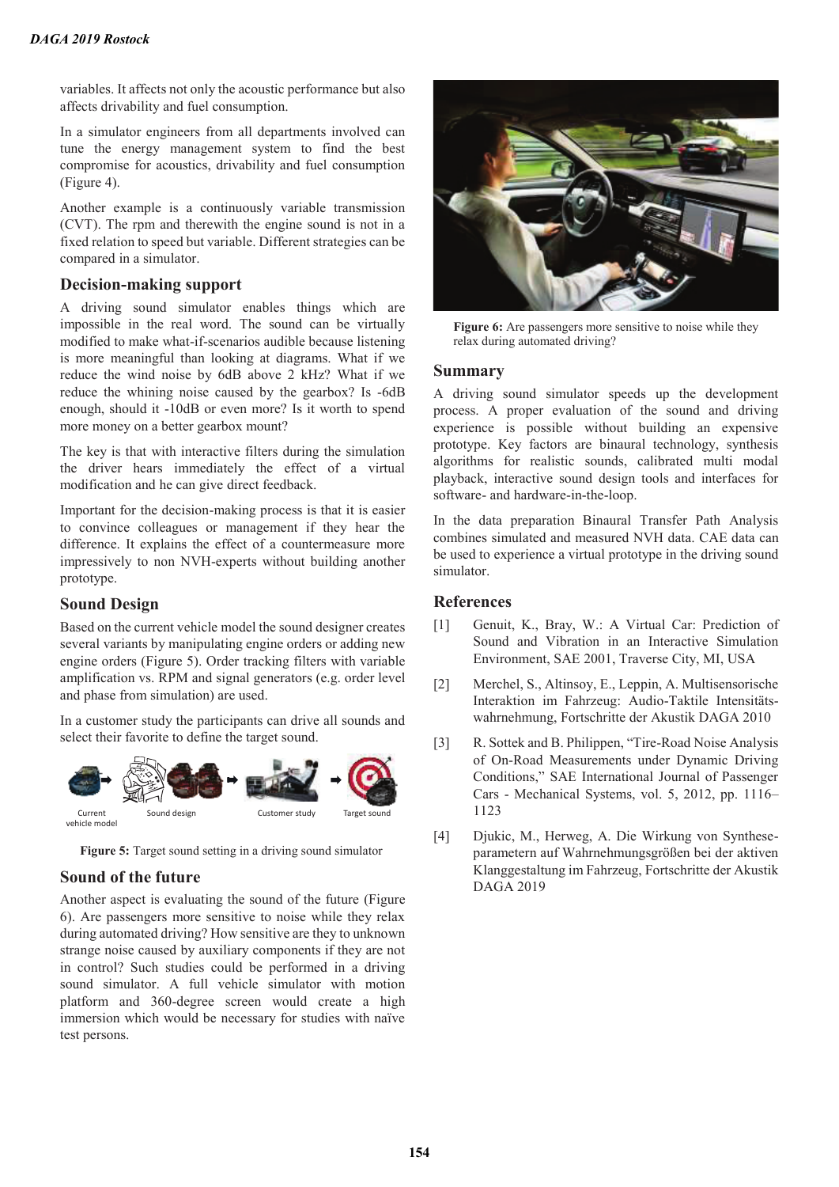variables. It affects not only the acoustic performance but also affects drivability and fuel consumption.

In a simulator engineers from all departments involved can tune the energy management system to find the best compromise for acoustics, drivability and fuel consumption (Figure 4).

Another example is a continuously variable transmission (CVT). The rpm and therewith the engine sound is not in a fixed relation to speed but variable. Different strategies can be compared in a simulator.

## Decision-making support

A driving sound simulator enables things which are impossible in the real word. The sound can be virtually modified to make what-if-scenarios audible because listening is more meaningful than looking at diagrams. What if we reduce the wind noise by 6dB above 2 kHz? What if we reduce the whining noise caused by the gearbox? Is -6dB enough, should it -10dB or even more? Is it worth to spend more money on a better gearbox mount?

The key is that with interactive filters during the simulation the driver hears immediately the effect of a virtual modification and he can give direct feedback.

Important for the decision-making process is that it is easier to convince colleagues or management if they hear the difference. It explains the effect of a countermeasure more impressively to non NVH-experts without building another prototype.

## Sound Design

Based on the current vehicle model the sound designer creates several variants by manipulating engine orders or adding new engine orders (Figure 5). Order tracking filters with variable amplification vs. RPM and signal generators (e.g. order level and phase from simulation) are used.

In a customer study the participants can drive all sounds and select their favorite to define the target sound.

Current vehicle model
Sound design
Customer study
Target sound

**Figure 5:** Target sound setting in a driving sound simulator

## Sound of the future

Another aspect is evaluating the sound of the future (Figure 6). Are passengers more sensitive to noise while they relax during automated driving? How sensitive are they to unknown strange noise caused by auxiliary components if they are not in control? Such studies could be performed in a driving sound simulator. A full vehicle simulator with motion platform and 360-degree screen would create a high immersion which would be necessary for studies with naïve test persons.

**Figure 6:** Are passengers more sensitive to noise while they relax during automated driving?

## Summary

A driving sound simulator speeds up the development process. A proper evaluation of the sound and driving experience is possible without building an expensive prototype. Key factors are binaural technology, synthesis algorithms for realistic sounds, calibrated multi modal playback, interactive sound design tools and interfaces for software- and hardware-in-the-loop.

In the data preparation Binaural Transfer Path Analysis combines simulated and measured NVH data. CAE data can be used to experience a virtual prototype in the driving sound simulator.

## References

[1] Genuit, K., Bray, W.: A Virtual Car: Prediction of Sound and Vibration in an Interactive Simulation Environment, SAE 2001, Traverse City, MI, USA

[2] Merchel, S., Altinsoy, E., Leppin, A. Multisensorische Interaktion im Fahrzeug: Audio-Taktile Intensitäts-wahrnehmung, Fortschritte der Akustik DAGA 2010

[3] R. Sottek and B. Philippen, "Tire-Road Noise Analysis of On-Road Measurements under Dynamic Driving Conditions," SAE International Journal of Passenger Cars - Mechanical Systems, vol. 5, 2012, pp. 1116–1123

[4] Djukic, M., Herweg, A. Die Wirkung von Synthese-parametern auf Wahrnehmungsgrößen bei der aktiven Klanggestaltung im Fahrzeug, Fortschritte der Akustik DAGA 2019